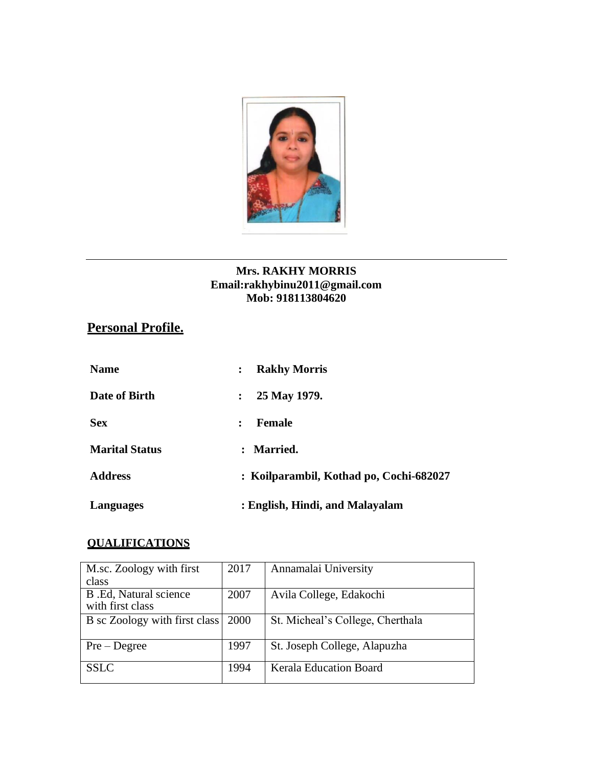**Mrs. RAKHY MORRIS**
**Email:rakhybinu2011@gmail.com**
**Mob: 918113804620**

## Personal Profile.

| | | |
|---|---|---|
| **Name** | : | **Rakhy Morris** |
| **Date of Birth** | : | **25 May 1979.** |
| **Sex** | : | **Female** |
| **Marital Status** | : | **Married.** |
| **Address** | : | **Koilparambil, Kothad po, Cochi-682027** |
| **Languages** | : | **English, Hindi, and Malayalam** |

## QUALIFICATIONS

| | | |
|---|---|---|
| M.sc. Zoology with first class | 2017 | Annamalai University |
| B .Ed, Natural science with first class | 2007 | Avila College, Edakochi |
| B sc Zoology with first class | 2000 | St. Micheal's College, Cherthala |
| Pre – Degree | 1997 | St. Joseph College, Alapuzha |
| SSLC | 1994 | Kerala Education Board |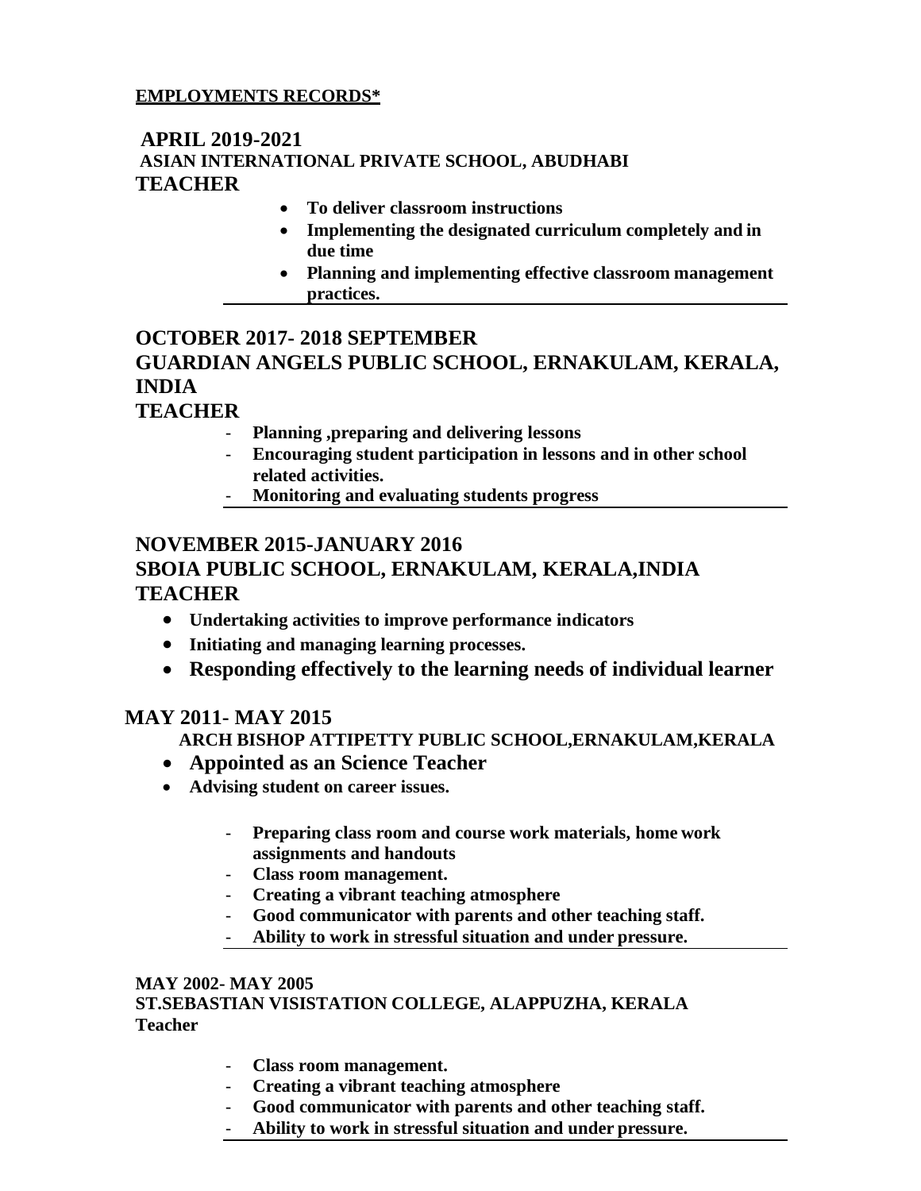**EMPLOYMENTS RECORDS***

**APRIL 2019-2021**
**ASIAN INTERNATIONAL PRIVATE SCHOOL, ABUDHABI**
**TEACHER**

- **To deliver classroom instructions**
- **Implementing the designated curriculum completely and in due time**
- **Planning and implementing effective classroom management practices.**

---

**OCTOBER 2017- 2018 SEPTEMBER**
**GUARDIAN ANGELS PUBLIC SCHOOL, ERNAKULAM, KERALA, INDIA**
**TEACHER**

- **Planning ,preparing and delivering lessons**
- **Encouraging student participation in lessons and in other school related activities.**
- **Monitoring and evaluating students progress**

---

**NOVEMBER 2015-JANUARY 2016**
**SBOIA PUBLIC SCHOOL, ERNAKULAM, KERALA,INDIA**
**TEACHER**

- **Undertaking activities to improve performance indicators**
- **Initiating and managing learning processes.**
- **Responding effectively to the learning needs of individual learner**

**MAY 2011- MAY 2015**
**ARCH BISHOP ATTIPETTY PUBLIC SCHOOL,ERNAKULAM,KERALA**

- **Appointed as an Science Teacher**
- **Advising student on career issues.**

- **Preparing class room and course work materials, home work assignments and handouts**
- **Class room management.**
- **Creating a vibrant teaching atmosphere**
- **Good communicator with parents and other teaching staff.**
- **Ability to work in stressful situation and under pressure.**

---

**MAY 2002- MAY 2005**
**ST.SEBASTIAN VISISTATION COLLEGE, ALAPPUZHA, KERALA**
**Teacher**

- **Class room management.**
- **Creating a vibrant teaching atmosphere**
- **Good communicator with parents and other teaching staff.**
- **Ability to work in stressful situation and under pressure.**

---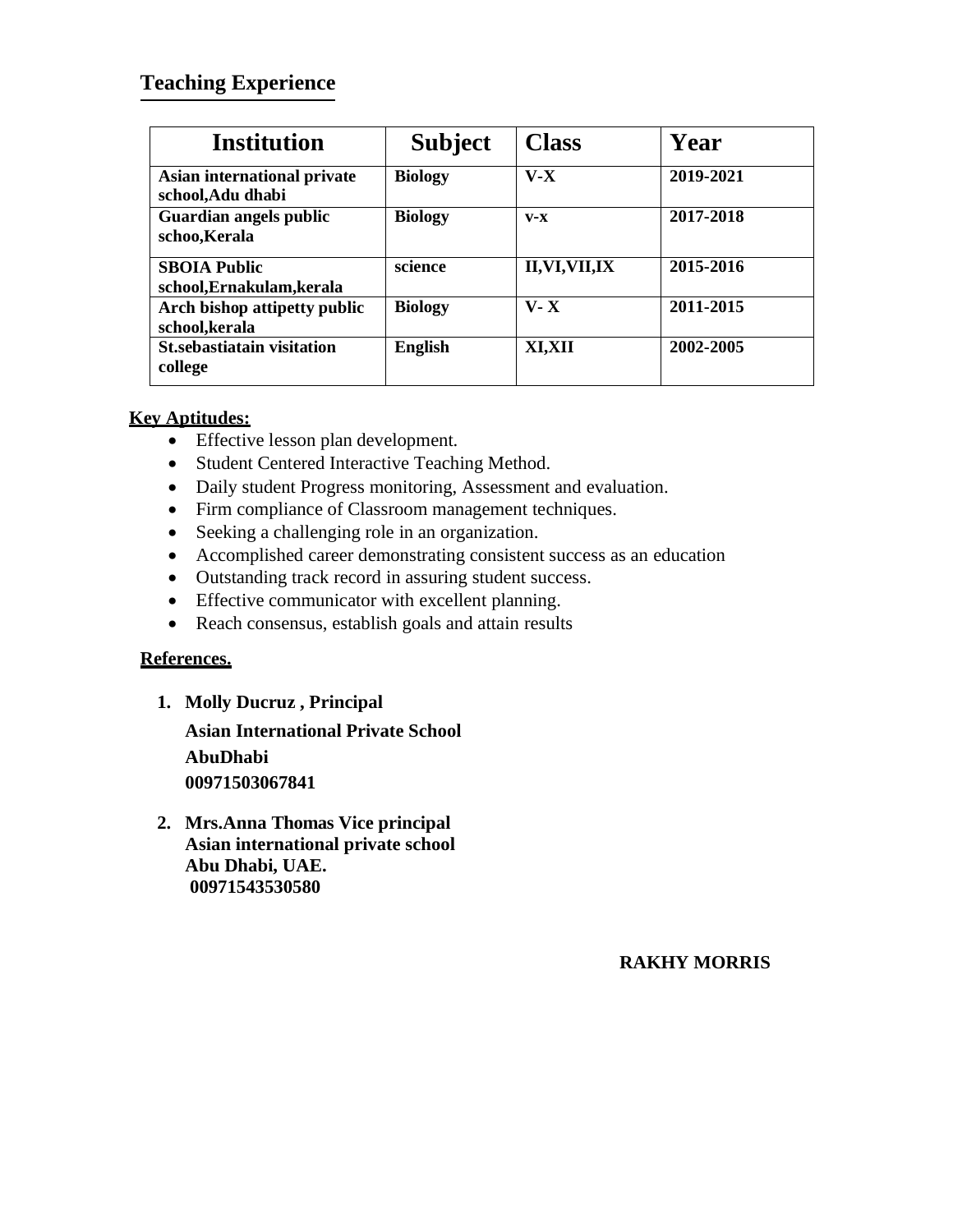## Teaching Experience

| Institution | Subject | Class | Year |
| --- | --- | --- | --- |
| **Asian international private school,Adu dhabi** | **Biology** | **V-X** | **2019-2021** |
| **Guardian angels public schoo,Kerala** | **Biology** | **v-x** | **2017-2018** |
| **SBOIA Public school,Ernakulam,kerala** | **science** | **II,VI,VII,IX** | **2015-2016** |
| **Arch bishop attipetty public school,kerala** | **Biology** | **V- X** | **2011-2015** |
| **St.sebastiatain visitation college** | **English** | **XI,XII** | **2002-2005** |

**Key Aptitudes:**

- Effective lesson plan development.
- Student Centered Interactive Teaching Method.
- Daily student Progress monitoring, Assessment and evaluation.
- Firm compliance of Classroom management techniques.
- Seeking a challenging role in an organization.
- Accomplished career demonstrating consistent success as an education
- Outstanding track record in assuring student success.
- Effective communicator with excellent planning.
- Reach consensus, establish goals and attain results

**References.**

1. **Molly Ducruz , Principal**
   **Asian International Private School**
   **AbuDhabi**
   **00971503067841**

2. **Mrs.Anna Thomas Vice principal**
   **Asian international private school**
   **Abu Dhabi, UAE.**
   **00971543530580**

**RAKHY MORRIS**